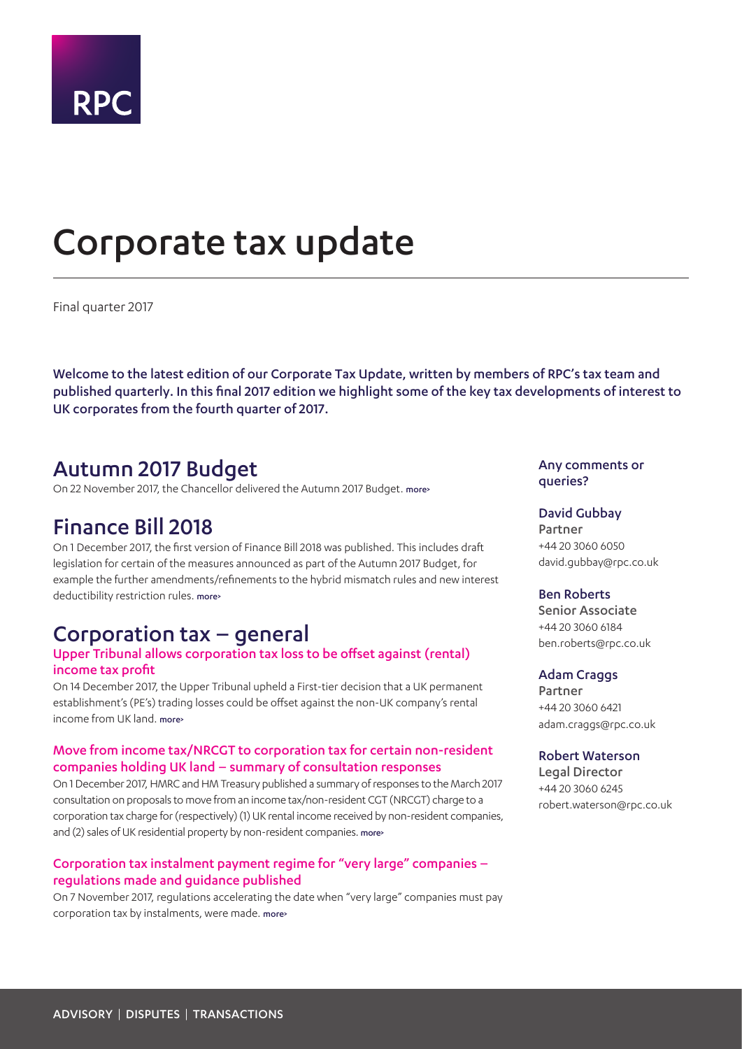RPC

# Corporate tax update

Final quarter 2017

**Welcome to the latest edition of our Corporate Tax Update, written by members of RPC's tax team and published quarterly. In this final 2017 edition we highlight some of the key tax developments of interest to UK corporates from the fourth quarter of 2017.**

## Autumn 2017 Budget

On 22 November 2017, the Chancellor delivered the Autumn 2017 Budget. more›

## Finance Bill 2018

On 1 December 2017, the first version of Finance Bill 2018 was published. This includes draft legislation for certain of the measures announced as part of the Autumn 2017 Budget, for example the further amendments/refinements to the hybrid mismatch rules and new interest deductibility restriction rules. more›

## Corporation tax – general

### Upper Tribunal allows corporation tax loss to be offset against (rental) income tax profit

On 14 December 2017, the Upper Tribunal upheld a First-tier decision that a UK permanent establishment's (PE's) trading losses could be offset against the non-UK company's rental income from UK land. more›

### Move from income tax/NRCGT to corporation tax for certain non-resident companies holding UK land – summary of consultation responses

On 1 December 2017, HMRC and HM Treasury published a summary of responses to the March 2017 consultation on proposals to move from an income tax/non-resident CGT (NRCGT) charge to a corporation tax charge for (respectively) (1) UK rental income received by non-resident companies, and (2) sales of UK residential property by non-resident companies. more›

### Corporation tax instalment payment regime for "very large" companies – regulations made and guidance published

On 7 November 2017, regulations accelerating the date when "very large" companies must pay corporation tax by instalments, were made. more›

**Any comments or queries?**

**David Gubbay**
Partner
+44 20 3060 6050
david.gubbay@rpc.co.uk

**Ben Roberts**
Senior Associate
+44 20 3060 6184
ben.roberts@rpc.co.uk

**Adam Craggs**
Partner
+44 20 3060 6421
adam.craggs@rpc.co.uk

**Robert Waterson**
Legal Director
+44 20 3060 6245
robert.waterson@rpc.co.uk

ADVISORY | DISPUTES | TRANSACTIONS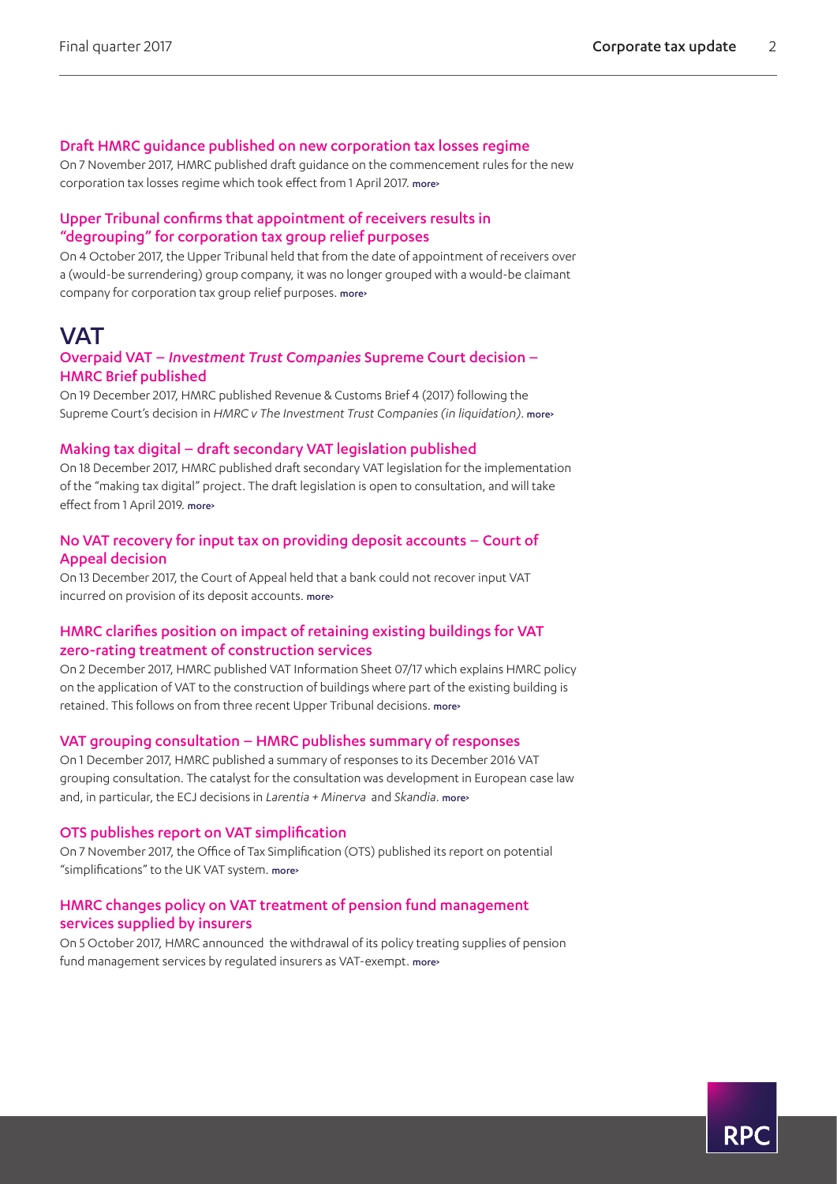### Draft HMRC guidance published on new corporation tax losses regime

On 7 November 2017, HMRC published draft guidance on the commencement rules for the new corporation tax losses regime which took effect from 1 April 2017. more›

### Upper Tribunal confirms that appointment of receivers results in "degrouping" for corporation tax group relief purposes

On 4 October 2017, the Upper Tribunal held that from the date of appointment of receivers over a (would-be surrendering) group company, it was no longer grouped with a would-be claimant company for corporation tax group relief purposes. more›

## VAT

### Overpaid VAT – *Investment Trust Companies* Supreme Court decision – HMRC Brief published

On 19 December 2017, HMRC published Revenue & Customs Brief 4 (2017) following the Supreme Court's decision in *HMRC v The Investment Trust Companies (in liquidation)*. more›

### Making tax digital – draft secondary VAT legislation published

On 18 December 2017, HMRC published draft secondary VAT legislation for the implementation of the "making tax digital" project. The draft legislation is open to consultation, and will take effect from 1 April 2019. more›

### No VAT recovery for input tax on providing deposit accounts – Court of Appeal decision

On 13 December 2017, the Court of Appeal held that a bank could not recover input VAT incurred on provision of its deposit accounts. more›

### HMRC clarifies position on impact of retaining existing buildings for VAT zero-rating treatment of construction services

On 2 December 2017, HMRC published VAT Information Sheet 07/17 which explains HMRC policy on the application of VAT to the construction of buildings where part of the existing building is retained. This follows on from three recent Upper Tribunal decisions. more›

### VAT grouping consultation – HMRC publishes summary of responses

On 1 December 2017, HMRC published a summary of responses to its December 2016 VAT grouping consultation. The catalyst for the consultation was development in European case law and, in particular, the ECJ decisions in *Larentia + Minerva* and *Skandia*. more›

### OTS publishes report on VAT simplification

On 7 November 2017, the Office of Tax Simplification (OTS) published its report on potential "simplifications" to the UK VAT system. more›

### HMRC changes policy on VAT treatment of pension fund management services supplied by insurers

On 5 October 2017, HMRC announced the withdrawal of its policy treating supplies of pension fund management services by regulated insurers as VAT-exempt. more›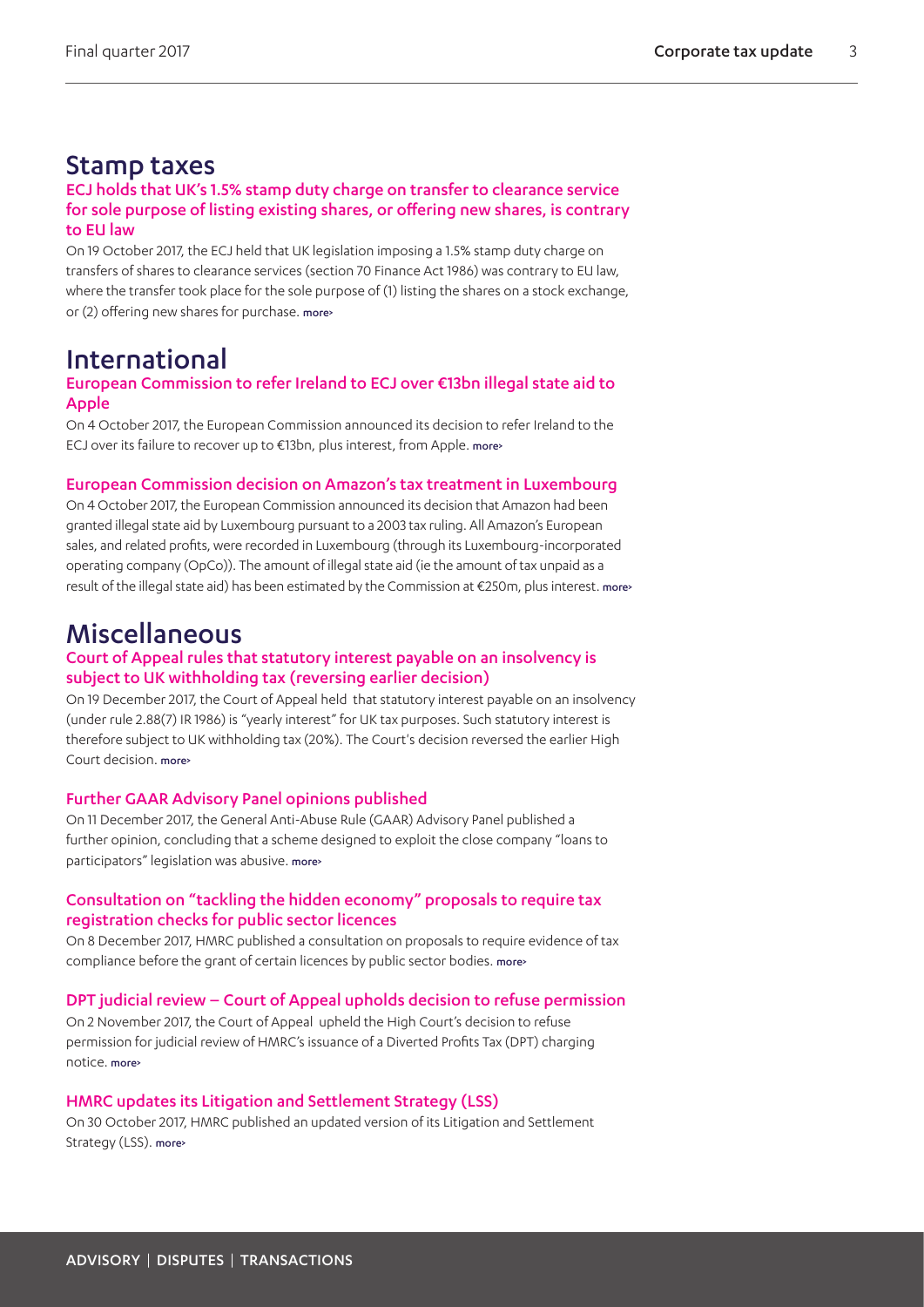# Stamp taxes

### ECJ holds that UK's 1.5% stamp duty charge on transfer to clearance service for sole purpose of listing existing shares, or offering new shares, is contrary to EU law

On 19 October 2017, the ECJ held that UK legislation imposing a 1.5% stamp duty charge on transfers of shares to clearance services (section 70 Finance Act 1986) was contrary to EU law, where the transfer took place for the sole purpose of (1) listing the shares on a stock exchange, or (2) offering new shares for purchase. more›

# International

### European Commission to refer Ireland to ECJ over €13bn illegal state aid to Apple

On 4 October 2017, the European Commission announced its decision to refer Ireland to the ECJ over its failure to recover up to €13bn, plus interest, from Apple. more›

### European Commission decision on Amazon's tax treatment in Luxembourg

On 4 October 2017, the European Commission announced its decision that Amazon had been granted illegal state aid by Luxembourg pursuant to a 2003 tax ruling. All Amazon's European sales, and related profits, were recorded in Luxembourg (through its Luxembourg-incorporated operating company (OpCo)). The amount of illegal state aid (ie the amount of tax unpaid as a result of the illegal state aid) has been estimated by the Commission at €250m, plus interest. more›

# Miscellaneous

### Court of Appeal rules that statutory interest payable on an insolvency is subject to UK withholding tax (reversing earlier decision)

On 19 December 2017, the Court of Appeal held that statutory interest payable on an insolvency (under rule 2.88(7) IR 1986) is "yearly interest" for UK tax purposes. Such statutory interest is therefore subject to UK withholding tax (20%). The Court's decision reversed the earlier High Court decision. more›

### Further GAAR Advisory Panel opinions published

On 11 December 2017, the General Anti-Abuse Rule (GAAR) Advisory Panel published a further opinion, concluding that a scheme designed to exploit the close company "loans to participators" legislation was abusive. more›

### Consultation on "tackling the hidden economy" proposals to require tax registration checks for public sector licences

On 8 December 2017, HMRC published a consultation on proposals to require evidence of tax compliance before the grant of certain licences by public sector bodies. more›

### DPT judicial review – Court of Appeal upholds decision to refuse permission

On 2 November 2017, the Court of Appeal upheld the High Court's decision to refuse permission for judicial review of HMRC's issuance of a Diverted Profits Tax (DPT) charging notice. more›

### HMRC updates its Litigation and Settlement Strategy (LSS)

On 30 October 2017, HMRC published an updated version of its Litigation and Settlement Strategy (LSS). more›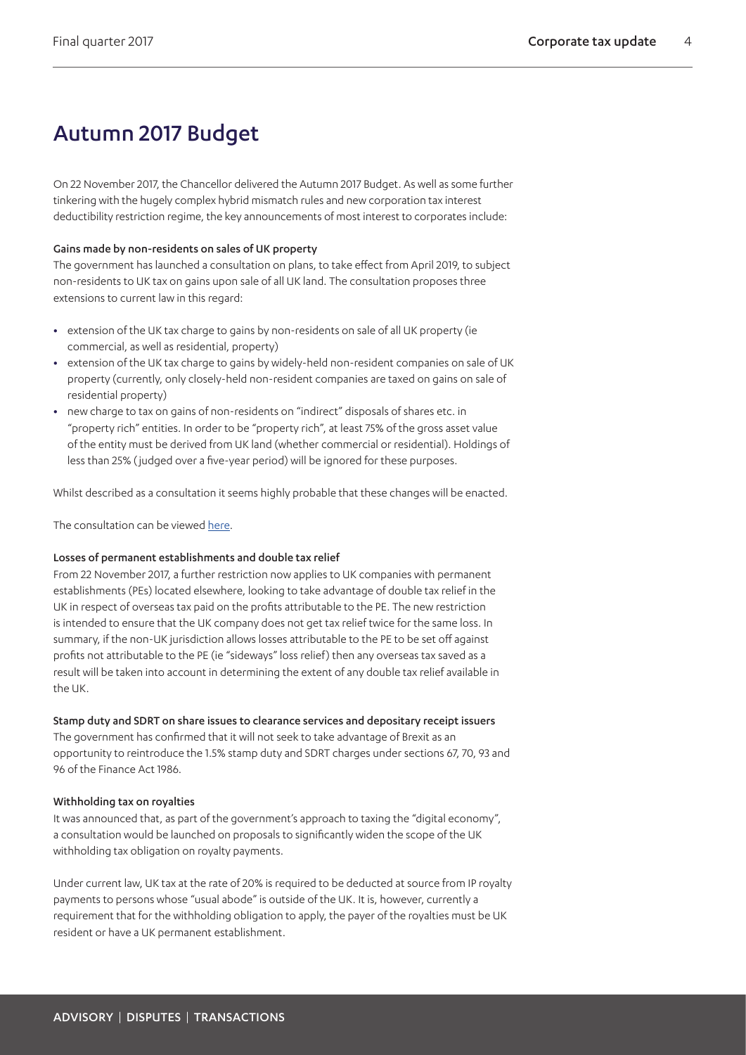# Autumn 2017 Budget

On 22 November 2017, the Chancellor delivered the Autumn 2017 Budget. As well as some further tinkering with the hugely complex hybrid mismatch rules and new corporation tax interest deductibility restriction regime, the key announcements of most interest to corporates include:

### Gains made by non-residents on sales of UK property

The government has launched a consultation on plans, to take effect from April 2019, to subject non-residents to UK tax on gains upon sale of all UK land. The consultation proposes three extensions to current law in this regard:

- extension of the UK tax charge to gains by non-residents on sale of all UK property (ie commercial, as well as residential, property)
- extension of the UK tax charge to gains by widely-held non-resident companies on sale of UK property (currently, only closely-held non-resident companies are taxed on gains on sale of residential property)
- new charge to tax on gains of non-residents on "indirect" disposals of shares etc. in "property rich" entities. In order to be "property rich", at least 75% of the gross asset value of the entity must be derived from UK land (whether commercial or residential). Holdings of less than 25% (judged over a five-year period) will be ignored for these purposes.

Whilst described as a consultation it seems highly probable that these changes will be enacted.

The consultation can be viewed here.

### Losses of permanent establishments and double tax relief

From 22 November 2017, a further restriction now applies to UK companies with permanent establishments (PEs) located elsewhere, looking to take advantage of double tax relief in the UK in respect of overseas tax paid on the profits attributable to the PE. The new restriction is intended to ensure that the UK company does not get tax relief twice for the same loss. In summary, if the non-UK jurisdiction allows losses attributable to the PE to be set off against profits not attributable to the PE (ie "sideways" loss relief) then any overseas tax saved as a result will be taken into account in determining the extent of any double tax relief available in the UK.

### Stamp duty and SDRT on share issues to clearance services and depositary receipt issuers

The government has confirmed that it will not seek to take advantage of Brexit as an opportunity to reintroduce the 1.5% stamp duty and SDRT charges under sections 67, 70, 93 and 96 of the Finance Act 1986.

### Withholding tax on royalties

It was announced that, as part of the government's approach to taxing the "digital economy", a consultation would be launched on proposals to significantly widen the scope of the UK withholding tax obligation on royalty payments.

Under current law, UK tax at the rate of 20% is required to be deducted at source from IP royalty payments to persons whose "usual abode" is outside of the UK. It is, however, currently a requirement that for the withholding obligation to apply, the payer of the royalties must be UK resident or have a UK permanent establishment.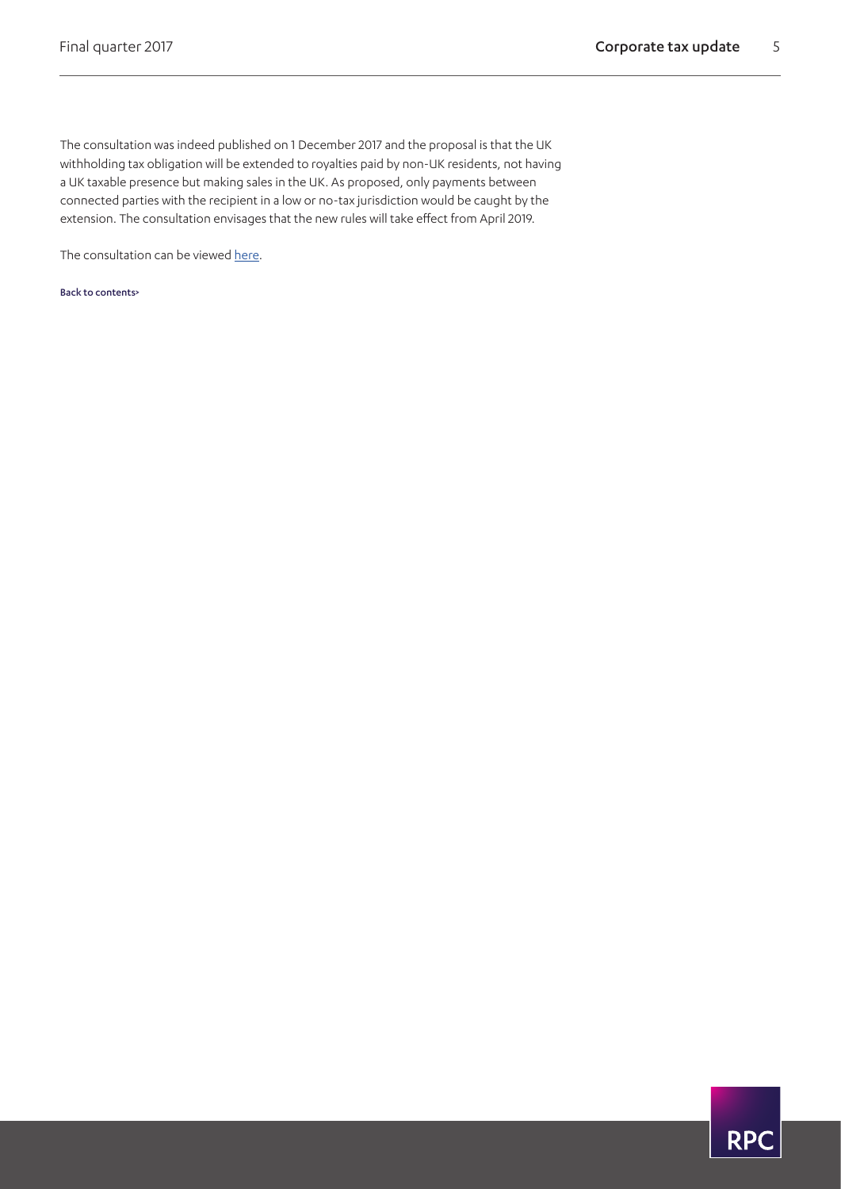The consultation was indeed published on 1 December 2017 and the proposal is that the UK withholding tax obligation will be extended to royalties paid by non-UK residents, not having a UK taxable presence but making sales in the UK. As proposed, only payments between connected parties with the recipient in a low or no-tax jurisdiction would be caught by the extension. The consultation envisages that the new rules will take effect from April 2019.

The consultation can be viewed here.

Back to contents>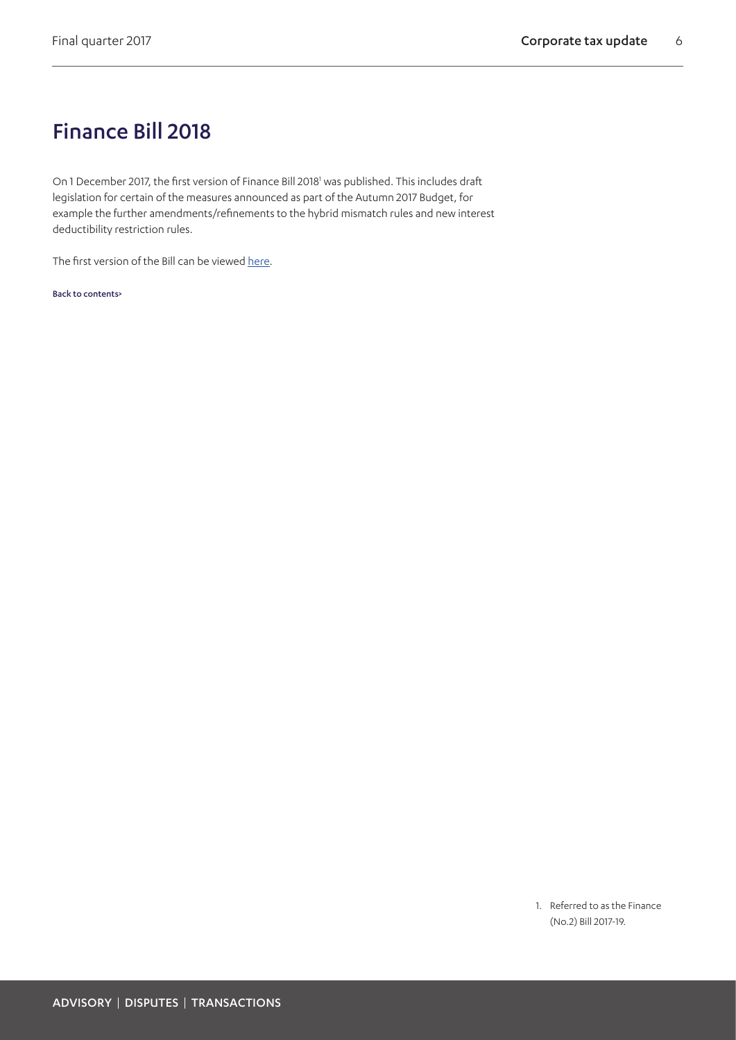# Finance Bill 2018

On 1 December 2017, the first version of Finance Bill 2018[1] was published. This includes draft legislation for certain of the measures announced as part of the Autumn 2017 Budget, for example the further amendments/refinements to the hybrid mismatch rules and new interest deductibility restriction rules.

The first version of the Bill can be viewed here.

Back to contents>

1. Referred to as the Finance (No.2) Bill 2017-19.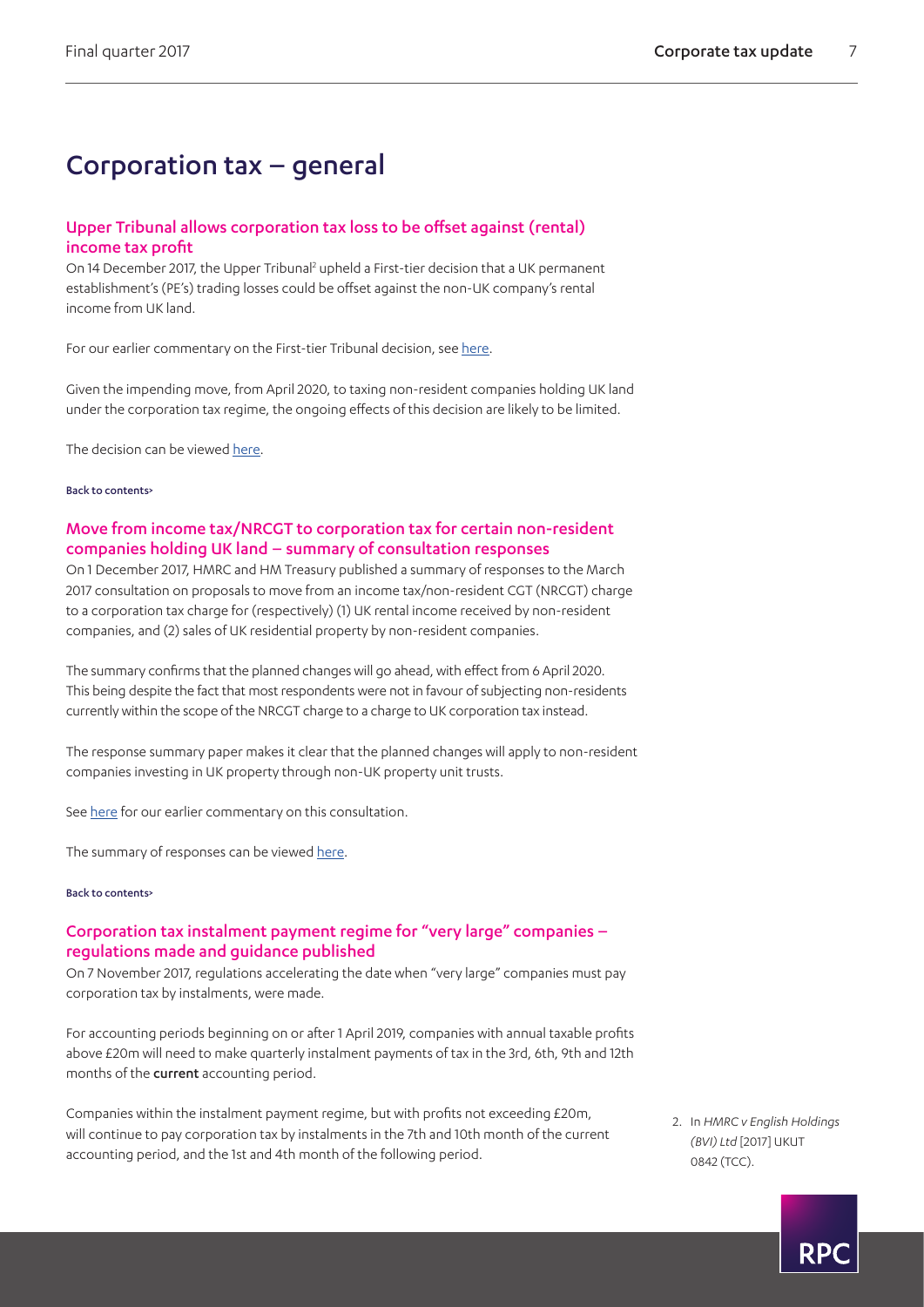# Corporation tax – general

### Upper Tribunal allows corporation tax loss to be offset against (rental) income tax profit

On 14 December 2017, the Upper Tribunal[2] upheld a First-tier decision that a UK permanent establishment's (PE's) trading losses could be offset against the non-UK company's rental income from UK land.

For our earlier commentary on the First-tier Tribunal decision, see here.

Given the impending move, from April 2020, to taxing non-resident companies holding UK land under the corporation tax regime, the ongoing effects of this decision are likely to be limited.

The decision can be viewed here.

Back to contents>

### Move from income tax/NRCGT to corporation tax for certain non-resident companies holding UK land – summary of consultation responses

On 1 December 2017, HMRC and HM Treasury published a summary of responses to the March 2017 consultation on proposals to move from an income tax/non-resident CGT (NRCGT) charge to a corporation tax charge for (respectively) (1) UK rental income received by non-resident companies, and (2) sales of UK residential property by non-resident companies.

The summary confirms that the planned changes will go ahead, with effect from 6 April 2020. This being despite the fact that most respondents were not in favour of subjecting non-residents currently within the scope of the NRCGT charge to a charge to UK corporation tax instead.

The response summary paper makes it clear that the planned changes will apply to non-resident companies investing in UK property through non-UK property unit trusts.

See here for our earlier commentary on this consultation.

The summary of responses can be viewed here.

Back to contents>

### Corporation tax instalment payment regime for "very large" companies – regulations made and guidance published

On 7 November 2017, regulations accelerating the date when "very large" companies must pay corporation tax by instalments, were made.

For accounting periods beginning on or after 1 April 2019, companies with annual taxable profits above £20m will need to make quarterly instalment payments of tax in the 3rd, 6th, 9th and 12th months of the **current** accounting period.

Companies within the instalment payment regime, but with profits not exceeding £20m, will continue to pay corporation tax by instalments in the 7th and 10th month of the current accounting period, and the 1st and 4th month of the following period.

2. In *HMRC v English Holdings (BVI) Ltd* [2017] UKUT 0842 (TCC).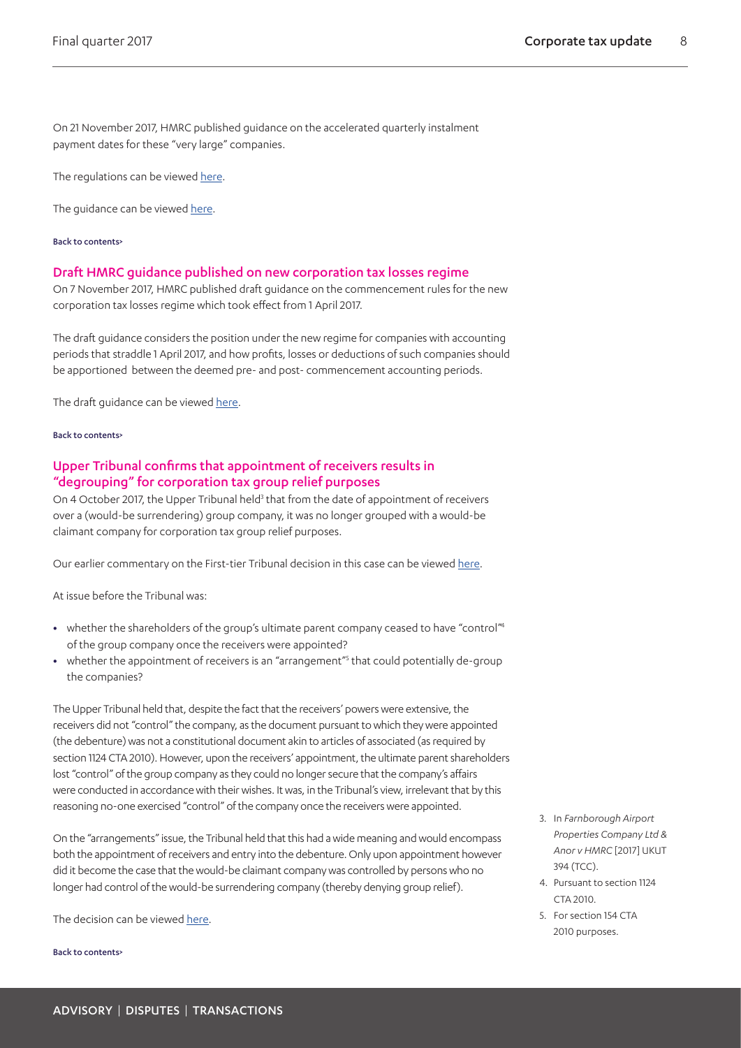On 21 November 2017, HMRC published guidance on the accelerated quarterly instalment payment dates for these "very large" companies.

The regulations can be viewed here.

The guidance can be viewed here.

Back to contents>

## Draft HMRC guidance published on new corporation tax losses regime

On 7 November 2017, HMRC published draft guidance on the commencement rules for the new corporation tax losses regime which took effect from 1 April 2017.

The draft guidance considers the position under the new regime for companies with accounting periods that straddle 1 April 2017, and how profits, losses or deductions of such companies should be apportioned between the deemed pre- and post- commencement accounting periods.

The draft guidance can be viewed here.

Back to contents>

## Upper Tribunal confirms that appointment of receivers results in "degrouping" for corporation tax group relief purposes

On 4 October 2017, the Upper Tribunal held[3] that from the date of appointment of receivers over a (would-be surrendering) group company, it was no longer grouped with a would-be claimant company for corporation tax group relief purposes.

Our earlier commentary on the First-tier Tribunal decision in this case can be viewed here.

At issue before the Tribunal was:

- whether the shareholders of the group's ultimate parent company ceased to have "control"[4] of the group company once the receivers were appointed?
- whether the appointment of receivers is an "arrangement"[5] that could potentially de-group the companies?

The Upper Tribunal held that, despite the fact that the receivers' powers were extensive, the receivers did not "control" the company, as the document pursuant to which they were appointed (the debenture) was not a constitutional document akin to articles of associated (as required by section 1124 CTA 2010). However, upon the receivers' appointment, the ultimate parent shareholders lost "control" of the group company as they could no longer secure that the company's affairs were conducted in accordance with their wishes. It was, in the Tribunal's view, irrelevant that by this reasoning no-one exercised "control" of the company once the receivers were appointed.

On the "arrangements" issue, the Tribunal held that this had a wide meaning and would encompass both the appointment of receivers and entry into the debenture. Only upon appointment however did it become the case that the would-be claimant company was controlled by persons who no longer had control of the would-be surrendering company (thereby denying group relief).

The decision can be viewed here.

Back to contents>

3. In *Farnborough Airport Properties Company Ltd & Anor v HMRC* [2017] UKUT 394 (TCC).
4. Pursuant to section 1124 CTA 2010.
5. For section 154 CTA 2010 purposes.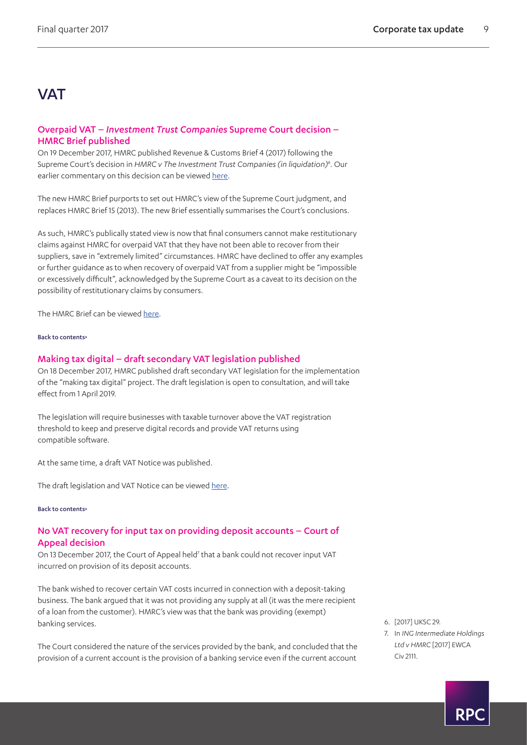# VAT

## Overpaid VAT – *Investment Trust Companies* Supreme Court decision – HMRC Brief published

On 19 December 2017, HMRC published Revenue & Customs Brief 4 (2017) following the Supreme Court's decision in *HMRC v The Investment Trust Companies (in liquidation)*[6]. Our earlier commentary on this decision can be viewed here.

The new HMRC Brief purports to set out HMRC's view of the Supreme Court judgment, and replaces HMRC Brief 15 (2013). The new Brief essentially summarises the Court's conclusions.

As such, HMRC's publically stated view is now that final consumers cannot make restitutionary claims against HMRC for overpaid VAT that they have not been able to recover from their suppliers, save in "extremely limited" circumstances. HMRC have declined to offer any examples or further guidance as to when recovery of overpaid VAT from a supplier might be "impossible or excessively difficult", acknowledged by the Supreme Court as a caveat to its decision on the possibility of restitutionary claims by consumers.

The HMRC Brief can be viewed here.

Back to contents>

## Making tax digital – draft secondary VAT legislation published

On 18 December 2017, HMRC published draft secondary VAT legislation for the implementation of the "making tax digital" project. The draft legislation is open to consultation, and will take effect from 1 April 2019.

The legislation will require businesses with taxable turnover above the VAT registration threshold to keep and preserve digital records and provide VAT returns using compatible software.

At the same time, a draft VAT Notice was published.

The draft legislation and VAT Notice can be viewed here.

Back to contents>

## No VAT recovery for input tax on providing deposit accounts – Court of Appeal decision

On 13 December 2017, the Court of Appeal held[7] that a bank could not recover input VAT incurred on provision of its deposit accounts.

The bank wished to recover certain VAT costs incurred in connection with a deposit-taking business. The bank argued that it was not providing any supply at all (it was the mere recipient of a loan from the customer). HMRC's view was that the bank was providing (exempt) banking services.

The Court considered the nature of the services provided by the bank, and concluded that the provision of a current account is the provision of a banking service even if the current account

6. [2017] UKSC 29.
7. In *ING Intermediate Holdings Ltd v HMRC* [2017] EWCA Civ 2111.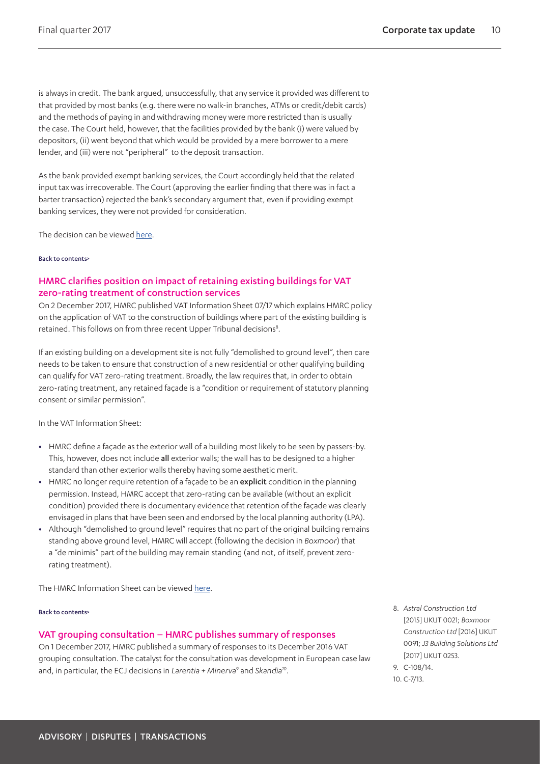is always in credit. The bank argued, unsuccessfully, that any service it provided was different to that provided by most banks (e.g. there were no walk-in branches, ATMs or credit/debit cards) and the methods of paying in and withdrawing money were more restricted than is usually the case. The Court held, however, that the facilities provided by the bank (i) were valued by depositors, (ii) went beyond that which would be provided by a mere borrower to a mere lender, and (iii) were not "peripheral" to the deposit transaction.

As the bank provided exempt banking services, the Court accordingly held that the related input tax was irrecoverable. The Court (approving the earlier finding that there was in fact a barter transaction) rejected the bank's secondary argument that, even if providing exempt banking services, they were not provided for consideration.

The decision can be viewed here.

Back to contents>

## HMRC clarifies position on impact of retaining existing buildings for VAT zero-rating treatment of construction services

On 2 December 2017, HMRC published VAT Information Sheet 07/17 which explains HMRC policy on the application of VAT to the construction of buildings where part of the existing building is retained. This follows on from three recent Upper Tribunal decisions[8].

If an existing building on a development site is not fully "demolished to ground level", then care needs to be taken to ensure that construction of a new residential or other qualifying building can qualify for VAT zero-rating treatment. Broadly, the law requires that, in order to obtain zero-rating treatment, any retained façade is a "condition or requirement of statutory planning consent or similar permission".

In the VAT Information Sheet:

- HMRC define a façade as the exterior wall of a building most likely to be seen by passers-by. This, however, does not include **all** exterior walls; the wall has to be designed to a higher standard than other exterior walls thereby having some aesthetic merit.
- HMRC no longer require retention of a façade to be an **explicit** condition in the planning permission. Instead, HMRC accept that zero-rating can be available (without an explicit condition) provided there is documentary evidence that retention of the façade was clearly envisaged in plans that have been seen and endorsed by the local planning authority (LPA).
- Although "demolished to ground level" requires that no part of the original building remains standing above ground level, HMRC will accept (following the decision in *Boxmoor*) that a "de minimis" part of the building may remain standing (and not, of itself, prevent zero-rating treatment).

The HMRC Information Sheet can be viewed here.

Back to contents>

## VAT grouping consultation – HMRC publishes summary of responses

On 1 December 2017, HMRC published a summary of responses to its December 2016 VAT grouping consultation. The catalyst for the consultation was development in European case law and, in particular, the ECJ decisions in *Larentia + Minerva*[9] and *Skandia*[10].

8. *Astral Construction Ltd* [2015] UKUT 0021; *Boxmoor Construction Ltd* [2016] UKUT 0091; *J3 Building Solutions Ltd* [2017] UKUT 0253.
9. C-108/14.
10. C-7/13.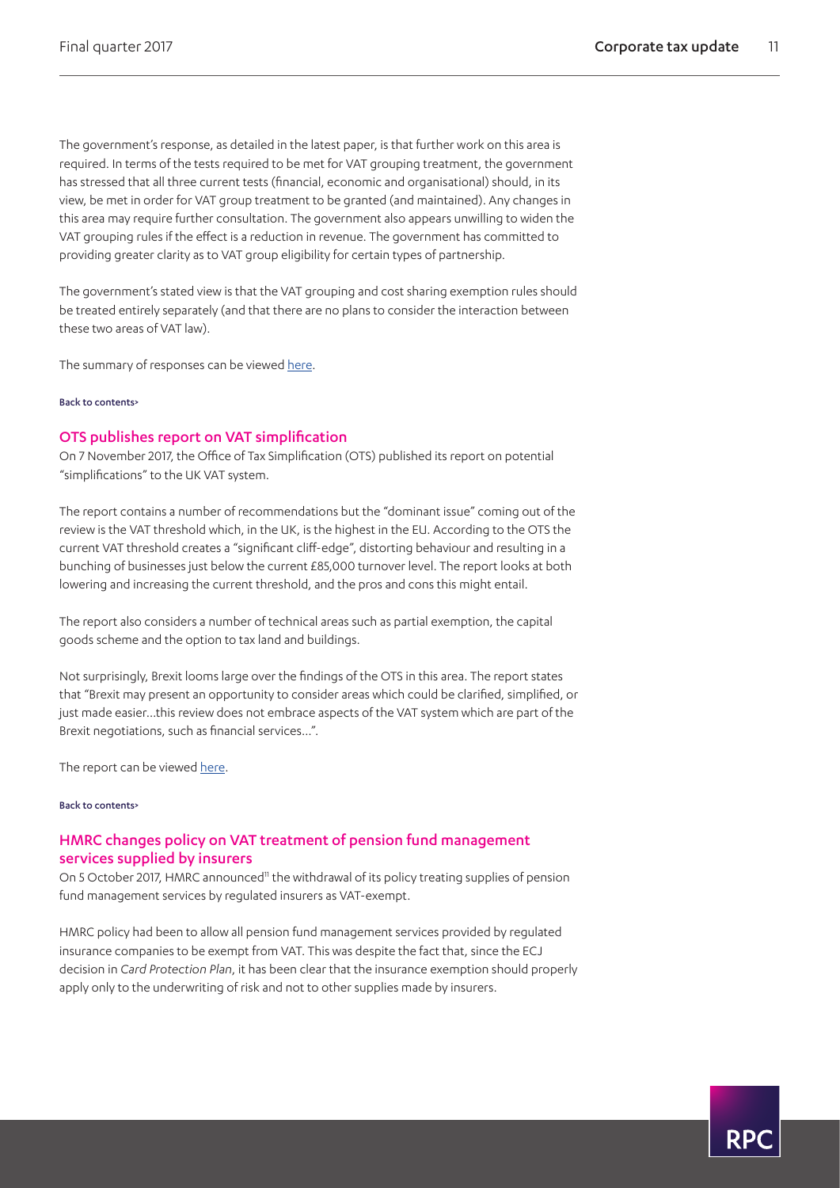The government's response, as detailed in the latest paper, is that further work on this area is required. In terms of the tests required to be met for VAT grouping treatment, the government has stressed that all three current tests (financial, economic and organisational) should, in its view, be met in order for VAT group treatment to be granted (and maintained). Any changes in this area may require further consultation. The government also appears unwilling to widen the VAT grouping rules if the effect is a reduction in revenue. The government has committed to providing greater clarity as to VAT group eligibility for certain types of partnership.

The government's stated view is that the VAT grouping and cost sharing exemption rules should be treated entirely separately (and that there are no plans to consider the interaction between these two areas of VAT law).

The summary of responses can be viewed here.

Back to contents>

## OTS publishes report on VAT simplification

On 7 November 2017, the Office of Tax Simplification (OTS) published its report on potential "simplifications" to the UK VAT system.

The report contains a number of recommendations but the "dominant issue" coming out of the review is the VAT threshold which, in the UK, is the highest in the EU. According to the OTS the current VAT threshold creates a "significant cliff-edge", distorting behaviour and resulting in a bunching of businesses just below the current £85,000 turnover level. The report looks at both lowering and increasing the current threshold, and the pros and cons this might entail.

The report also considers a number of technical areas such as partial exemption, the capital goods scheme and the option to tax land and buildings.

Not surprisingly, Brexit looms large over the findings of the OTS in this area. The report states that "Brexit may present an opportunity to consider areas which could be clarified, simplified, or just made easier…this review does not embrace aspects of the VAT system which are part of the Brexit negotiations, such as financial services…".

The report can be viewed here.

Back to contents>

## HMRC changes policy on VAT treatment of pension fund management services supplied by insurers

On 5 October 2017, HMRC announced[11] the withdrawal of its policy treating supplies of pension fund management services by regulated insurers as VAT-exempt.

HMRC policy had been to allow all pension fund management services provided by regulated insurance companies to be exempt from VAT. This was despite the fact that, since the ECJ decision in *Card Protection Plan*, it has been clear that the insurance exemption should properly apply only to the underwriting of risk and not to other supplies made by insurers.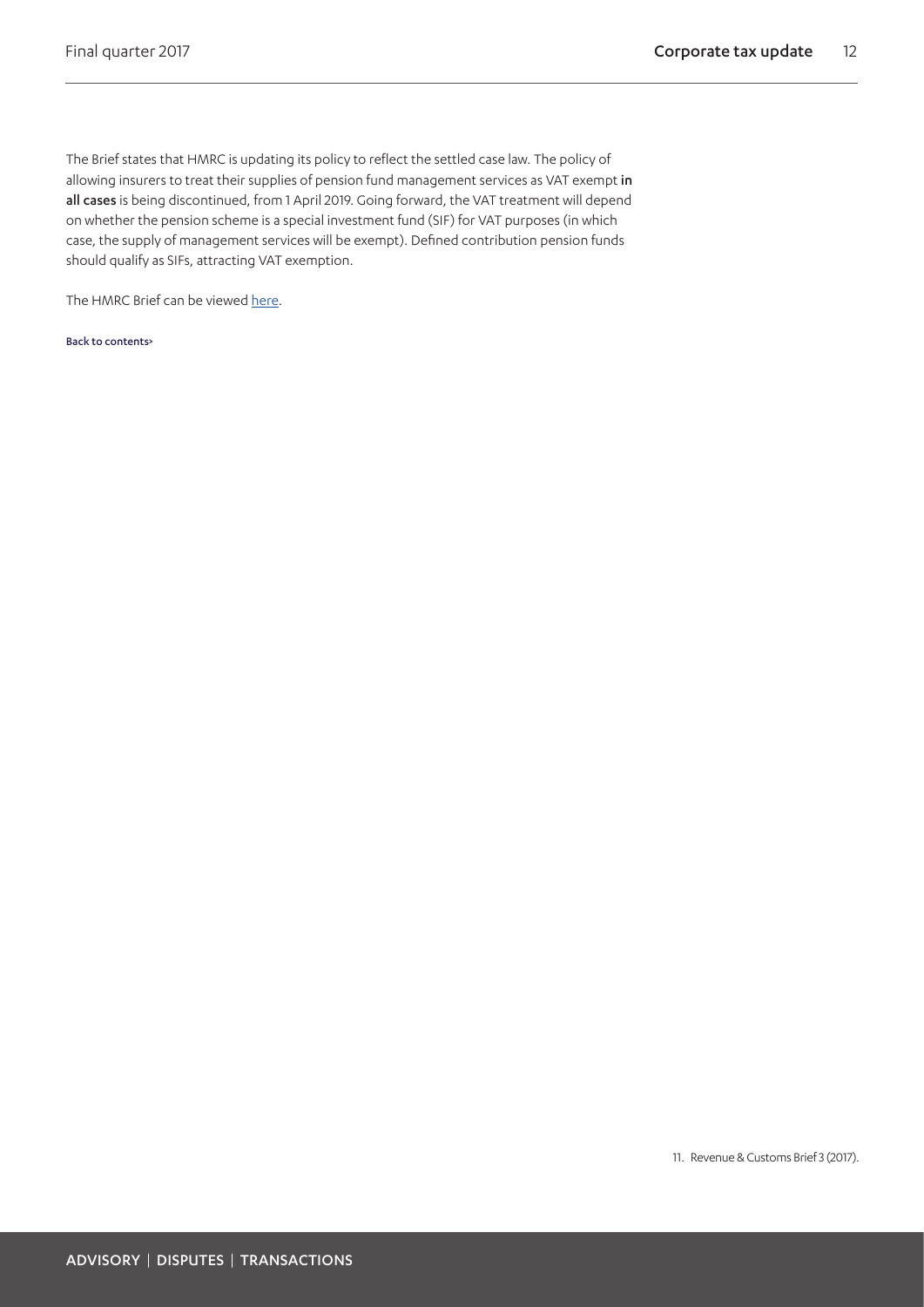The Brief states that HMRC is updating its policy to reflect the settled case law. The policy of allowing insurers to treat their supplies of pension fund management services as VAT exempt **in all cases** is being discontinued, from 1 April 2019. Going forward, the VAT treatment will depend on whether the pension scheme is a special investment fund (SIF) for VAT purposes (in which case, the supply of management services will be exempt). Defined contribution pension funds should qualify as SIFs, attracting VAT exemption.

The HMRC Brief can be viewed here.

Back to contents>

11. Revenue & Customs Brief 3 (2017).

ADVISORY | DISPUTES | TRANSACTIONS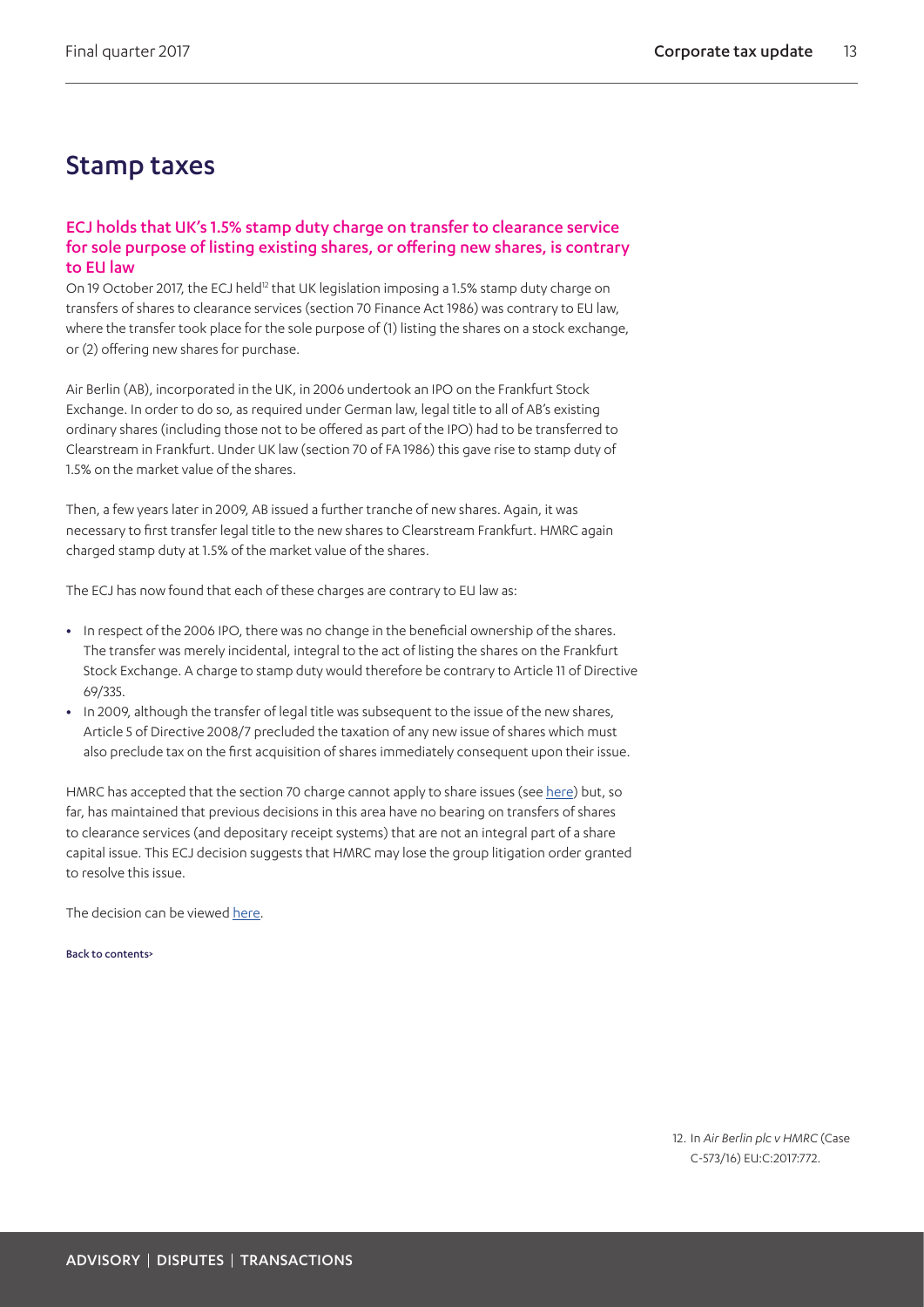# Stamp taxes

### ECJ holds that UK's 1.5% stamp duty charge on transfer to clearance service for sole purpose of listing existing shares, or offering new shares, is contrary to EU law

On 19 October 2017, the ECJ held[12] that UK legislation imposing a 1.5% stamp duty charge on transfers of shares to clearance services (section 70 Finance Act 1986) was contrary to EU law, where the transfer took place for the sole purpose of (1) listing the shares on a stock exchange, or (2) offering new shares for purchase.

Air Berlin (AB), incorporated in the UK, in 2006 undertook an IPO on the Frankfurt Stock Exchange. In order to do so, as required under German law, legal title to all of AB's existing ordinary shares (including those not to be offered as part of the IPO) had to be transferred to Clearstream in Frankfurt. Under UK law (section 70 of FA 1986) this gave rise to stamp duty of 1.5% on the market value of the shares.

Then, a few years later in 2009, AB issued a further tranche of new shares. Again, it was necessary to first transfer legal title to the new shares to Clearstream Frankfurt. HMRC again charged stamp duty at 1.5% of the market value of the shares.

The ECJ has now found that each of these charges are contrary to EU law as:

- In respect of the 2006 IPO, there was no change in the beneficial ownership of the shares. The transfer was merely incidental, integral to the act of listing the shares on the Frankfurt Stock Exchange. A charge to stamp duty would therefore be contrary to Article 11 of Directive 69/335.
- In 2009, although the transfer of legal title was subsequent to the issue of the new shares, Article 5 of Directive 2008/7 precluded the taxation of any new issue of shares which must also preclude tax on the first acquisition of shares immediately consequent upon their issue.

HMRC has accepted that the section 70 charge cannot apply to share issues (see here) but, so far, has maintained that previous decisions in this area have no bearing on transfers of shares to clearance services (and depositary receipt systems) that are not an integral part of a share capital issue. This ECJ decision suggests that HMRC may lose the group litigation order granted to resolve this issue.

The decision can be viewed here.

Back to contents>

12. In *Air Berlin plc v HMRC* (Case C-573/16) EU:C:2017:772.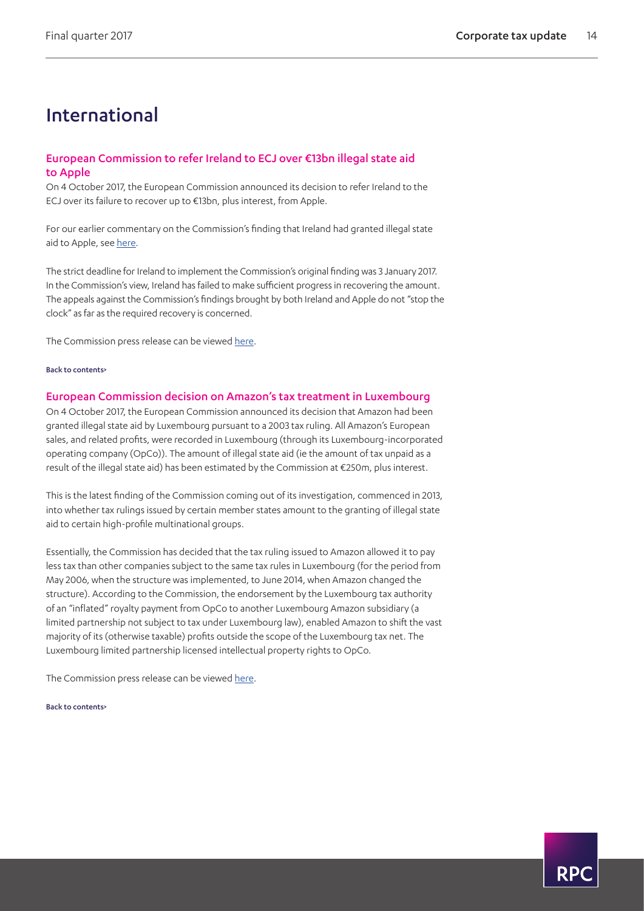# International

## European Commission to refer Ireland to ECJ over €13bn illegal state aid to Apple

On 4 October 2017, the European Commission announced its decision to refer Ireland to the ECJ over its failure to recover up to €13bn, plus interest, from Apple.

For our earlier commentary on the Commission's finding that Ireland had granted illegal state aid to Apple, see here.

The strict deadline for Ireland to implement the Commission's original finding was 3 January 2017. In the Commission's view, Ireland has failed to make sufficient progress in recovering the amount. The appeals against the Commission's findings brought by both Ireland and Apple do not "stop the clock" as far as the required recovery is concerned.

The Commission press release can be viewed here.

Back to contents>

## European Commission decision on Amazon's tax treatment in Luxembourg

On 4 October 2017, the European Commission announced its decision that Amazon had been granted illegal state aid by Luxembourg pursuant to a 2003 tax ruling. All Amazon's European sales, and related profits, were recorded in Luxembourg (through its Luxembourg-incorporated operating company (OpCo)). The amount of illegal state aid (ie the amount of tax unpaid as a result of the illegal state aid) has been estimated by the Commission at €250m, plus interest.

This is the latest finding of the Commission coming out of its investigation, commenced in 2013, into whether tax rulings issued by certain member states amount to the granting of illegal state aid to certain high-profile multinational groups.

Essentially, the Commission has decided that the tax ruling issued to Amazon allowed it to pay less tax than other companies subject to the same tax rules in Luxembourg (for the period from May 2006, when the structure was implemented, to June 2014, when Amazon changed the structure). According to the Commission, the endorsement by the Luxembourg tax authority of an "inflated" royalty payment from OpCo to another Luxembourg Amazon subsidiary (a limited partnership not subject to tax under Luxembourg law), enabled Amazon to shift the vast majority of its (otherwise taxable) profits outside the scope of the Luxembourg tax net. The Luxembourg limited partnership licensed intellectual property rights to OpCo.

The Commission press release can be viewed here.

Back to contents>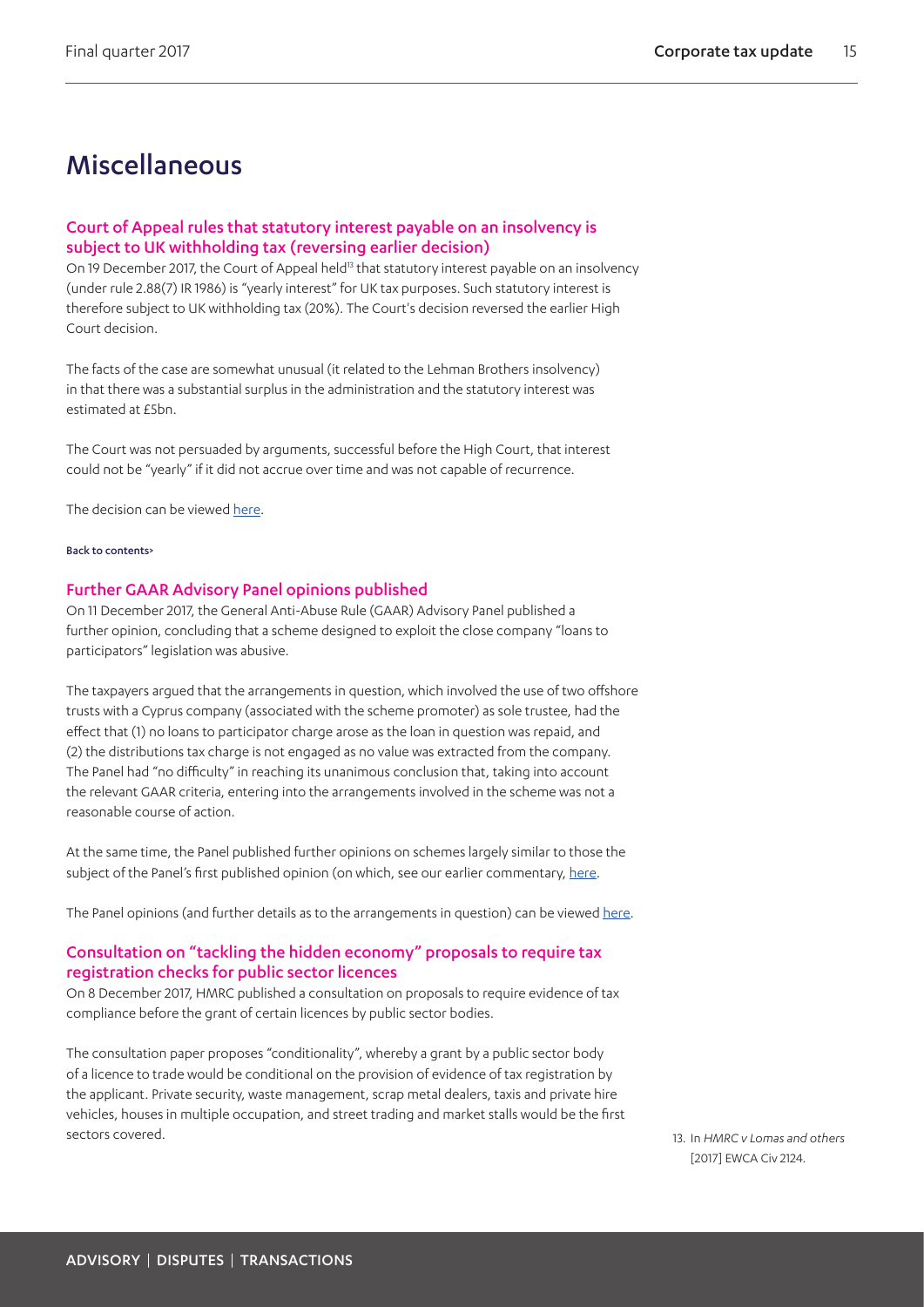# Miscellaneous

## Court of Appeal rules that statutory interest payable on an insolvency is subject to UK withholding tax (reversing earlier decision)

On 19 December 2017, the Court of Appeal held[13] that statutory interest payable on an insolvency (under rule 2.88(7) IR 1986) is "yearly interest" for UK tax purposes. Such statutory interest is therefore subject to UK withholding tax (20%). The Court's decision reversed the earlier High Court decision.

The facts of the case are somewhat unusual (it related to the Lehman Brothers insolvency) in that there was a substantial surplus in the administration and the statutory interest was estimated at £5bn.

The Court was not persuaded by arguments, successful before the High Court, that interest could not be "yearly" if it did not accrue over time and was not capable of recurrence.

The decision can be viewed here.

Back to contents>

## Further GAAR Advisory Panel opinions published

On 11 December 2017, the General Anti-Abuse Rule (GAAR) Advisory Panel published a further opinion, concluding that a scheme designed to exploit the close company "loans to participators" legislation was abusive.

The taxpayers argued that the arrangements in question, which involved the use of two offshore trusts with a Cyprus company (associated with the scheme promoter) as sole trustee, had the effect that (1) no loans to participator charge arose as the loan in question was repaid, and (2) the distributions tax charge is not engaged as no value was extracted from the company. The Panel had "no difficulty" in reaching its unanimous conclusion that, taking into account the relevant GAAR criteria, entering into the arrangements involved in the scheme was not a reasonable course of action.

At the same time, the Panel published further opinions on schemes largely similar to those the subject of the Panel's first published opinion (on which, see our earlier commentary, here.

The Panel opinions (and further details as to the arrangements in question) can be viewed here.

## Consultation on "tackling the hidden economy" proposals to require tax registration checks for public sector licences

On 8 December 2017, HMRC published a consultation on proposals to require evidence of tax compliance before the grant of certain licences by public sector bodies.

The consultation paper proposes "conditionality", whereby a grant by a public sector body of a licence to trade would be conditional on the provision of evidence of tax registration by the applicant. Private security, waste management, scrap metal dealers, taxis and private hire vehicles, houses in multiple occupation, and street trading and market stalls would be the first sectors covered.

13. In *HMRC v Lomas and others* [2017] EWCA Civ 2124.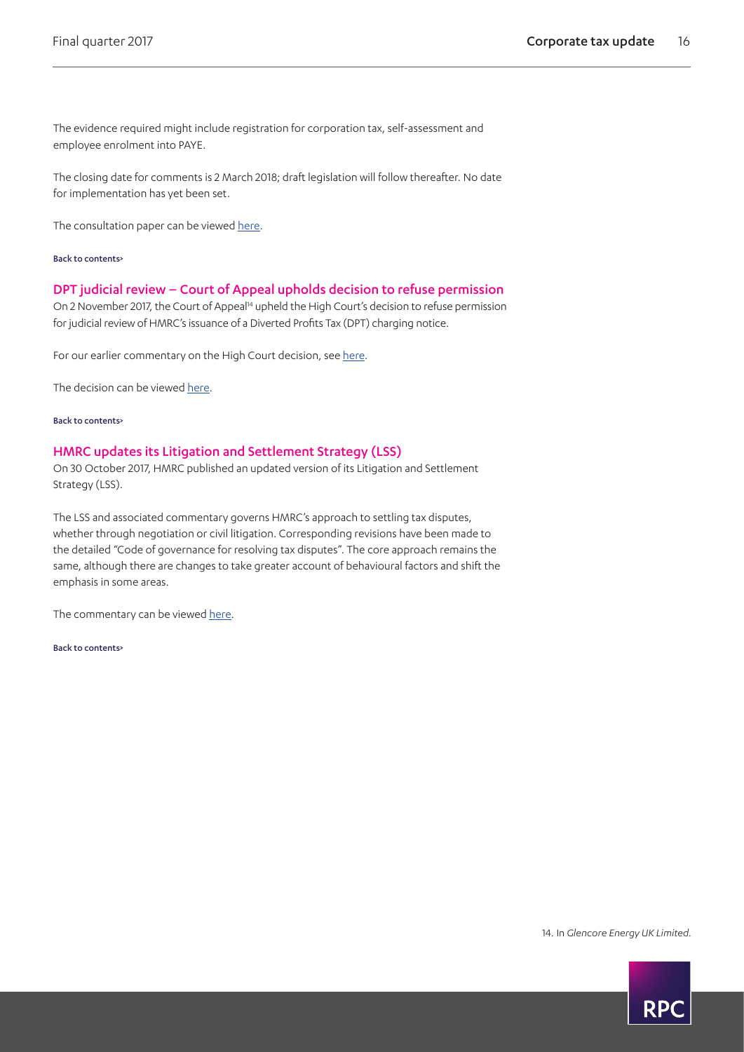The evidence required might include registration for corporation tax, self-assessment and employee enrolment into PAYE.

The closing date for comments is 2 March 2018; draft legislation will follow thereafter. No date for implementation has yet been set.

The consultation paper can be viewed here.

Back to contents>

## DPT judicial review – Court of Appeal upholds decision to refuse permission

On 2 November 2017, the Court of Appeal[14] upheld the High Court's decision to refuse permission for judicial review of HMRC's issuance of a Diverted Profits Tax (DPT) charging notice.

For our earlier commentary on the High Court decision, see here.

The decision can be viewed here.

Back to contents>

## HMRC updates its Litigation and Settlement Strategy (LSS)

On 30 October 2017, HMRC published an updated version of its Litigation and Settlement Strategy (LSS).

The LSS and associated commentary governs HMRC's approach to settling tax disputes, whether through negotiation or civil litigation. Corresponding revisions have been made to the detailed "Code of governance for resolving tax disputes". The core approach remains the same, although there are changes to take greater account of behavioural factors and shift the emphasis in some areas.

The commentary can be viewed here.

Back to contents>

14. In *Glencore Energy UK Limited*.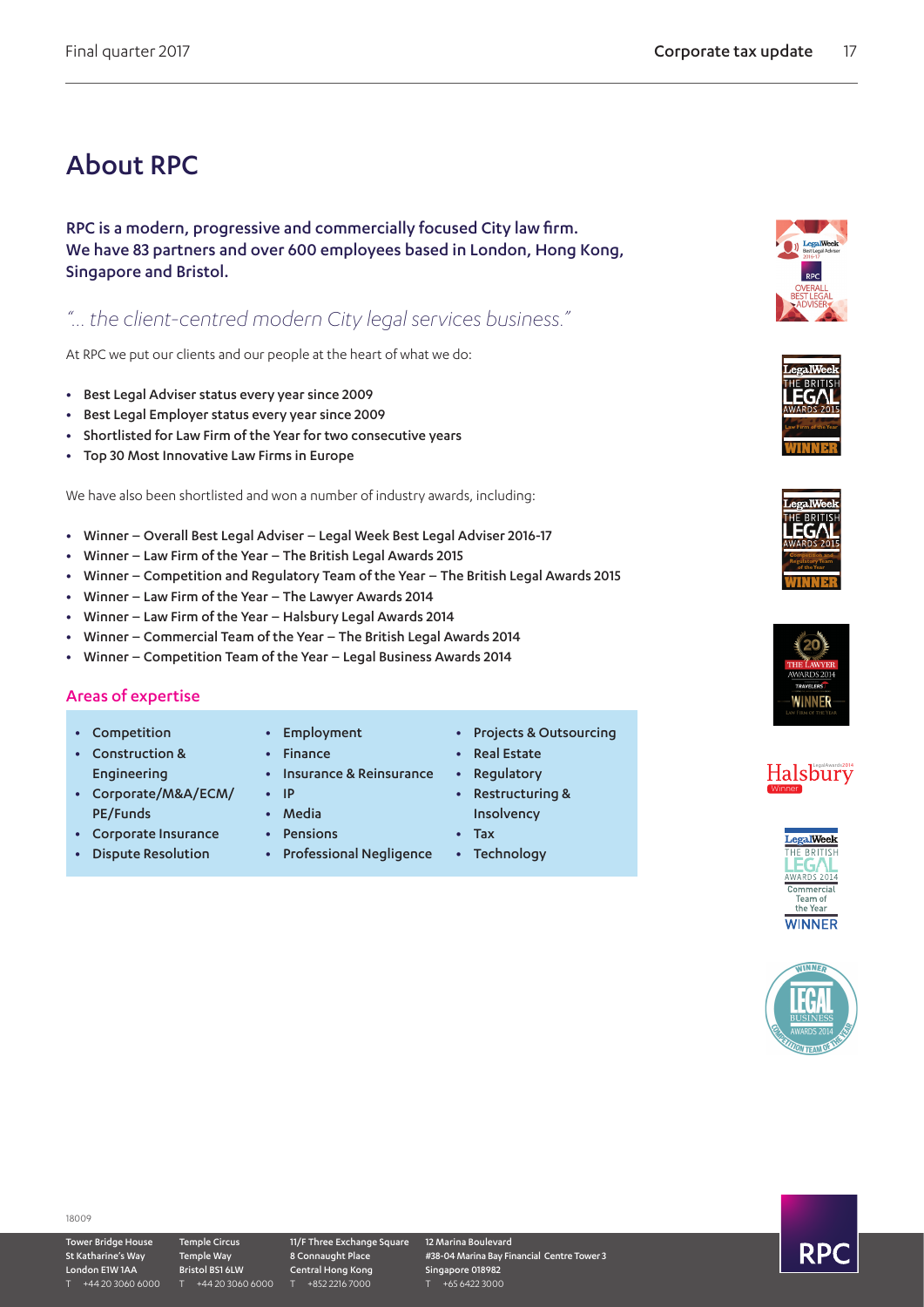# About RPC

**RPC is a modern, progressive and commercially focused City law firm. We have 83 partners and over 600 employees based in London, Hong Kong, Singapore and Bristol.**

*"... the client-centred modern City legal services business."*

At RPC we put our clients and our people at the heart of what we do:

- Best Legal Adviser status every year since 2009
- Best Legal Employer status every year since 2009
- Shortlisted for Law Firm of the Year for two consecutive years
- Top 30 Most Innovative Law Firms in Europe

We have also been shortlisted and won a number of industry awards, including:

- Winner – Overall Best Legal Adviser – Legal Week Best Legal Adviser 2016-17
- Winner – Law Firm of the Year – The British Legal Awards 2015
- Winner – Competition and Regulatory Team of the Year – The British Legal Awards 2015
- Winner – Law Firm of the Year – The Lawyer Awards 2014
- Winner – Law Firm of the Year – Halsbury Legal Awards 2014
- Winner – Commercial Team of the Year – The British Legal Awards 2014
- Winner – Competition Team of the Year – Legal Business Awards 2014

## Areas of expertise

- Competition
- Construction & Engineering
- Corporate/M&A/ECM/PE/Funds
- Corporate Insurance
- Dispute Resolution
- Employment
- Finance
- Insurance & Reinsurance
- IP
- Media
- Pensions
- Professional Negligence
- Projects & Outsourcing
- Real Estate
- Regulatory
- Restructuring & Insolvency
- Tax
- Technology

18009

Tower Bridge House
St Katharine's Way
London E1W 1AA
T +44 20 3060 6000

Temple Circus
Temple Way
Bristol BS1 6LW
T +44 20 3060 6000

11/F Three Exchange Square
8 Connaught Place
Central Hong Kong
T +852 2216 7000

12 Marina Boulevard
#38-04 Marina Bay Financial Centre Tower 3
Singapore 018982
T +65 6422 3000